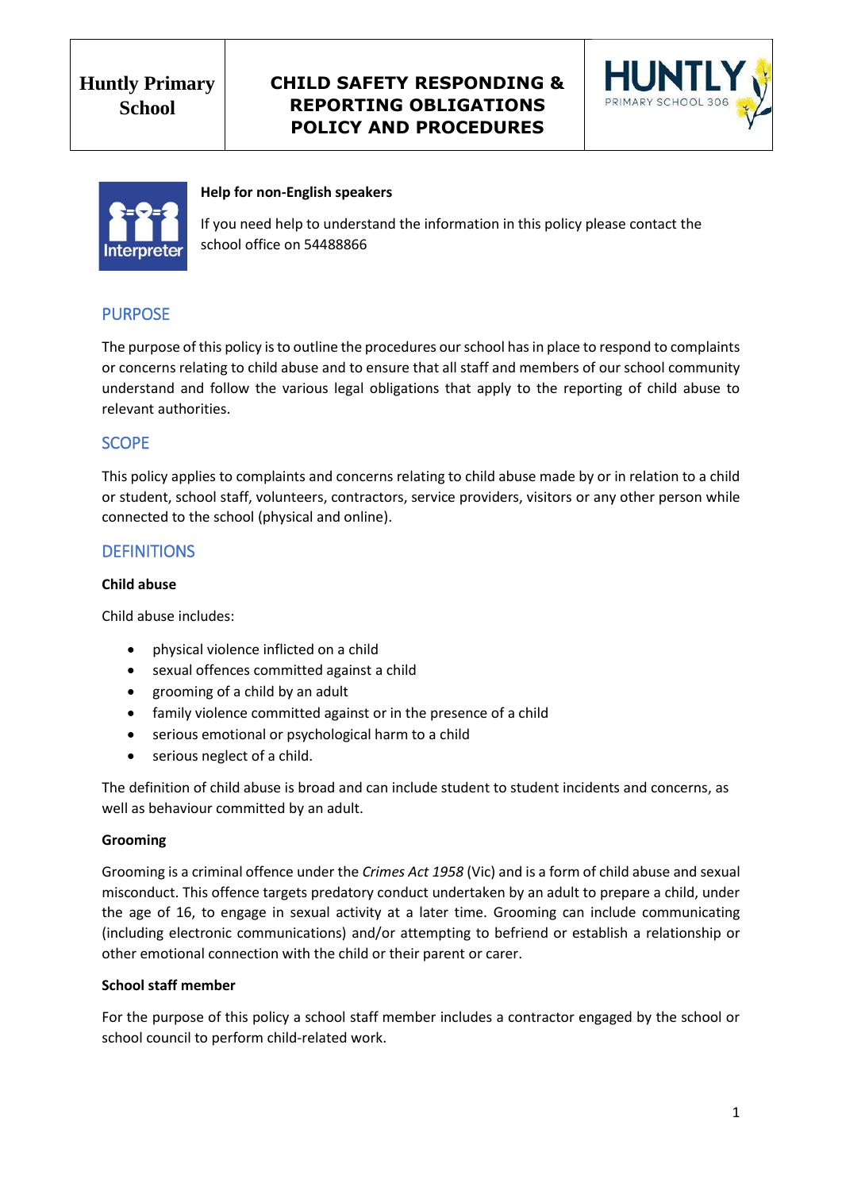| Huntly Primary School | CHILD SAFETY RESPONDING & REPORTING OBLIGATIONS POLICY AND PROCEDURES | HUNTLY PRIMARY SCHOOL 306 |
| --- | --- | --- |

**Help for non-English speakers**

If you need help to understand the information in this policy please contact the school office on 54488866

## PURPOSE

The purpose of this policy is to outline the procedures our school has in place to respond to complaints or concerns relating to child abuse and to ensure that all staff and members of our school community understand and follow the various legal obligations that apply to the reporting of child abuse to relevant authorities.

## SCOPE

This policy applies to complaints and concerns relating to child abuse made by or in relation to a child or student, school staff, volunteers, contractors, service providers, visitors or any other person while connected to the school (physical and online).

## DEFINITIONS

**Child abuse**

Child abuse includes:

- physical violence inflicted on a child
- sexual offences committed against a child
- grooming of a child by an adult
- family violence committed against or in the presence of a child
- serious emotional or psychological harm to a child
- serious neglect of a child.

The definition of child abuse is broad and can include student to student incidents and concerns, as well as behaviour committed by an adult.

**Grooming**

Grooming is a criminal offence under the *Crimes Act 1958* (Vic) and is a form of child abuse and sexual misconduct. This offence targets predatory conduct undertaken by an adult to prepare a child, under the age of 16, to engage in sexual activity at a later time. Grooming can include communicating (including electronic communications) and/or attempting to befriend or establish a relationship or other emotional connection with the child or their parent or carer.

**School staff member**

For the purpose of this policy a school staff member includes a contractor engaged by the school or school council to perform child-related work.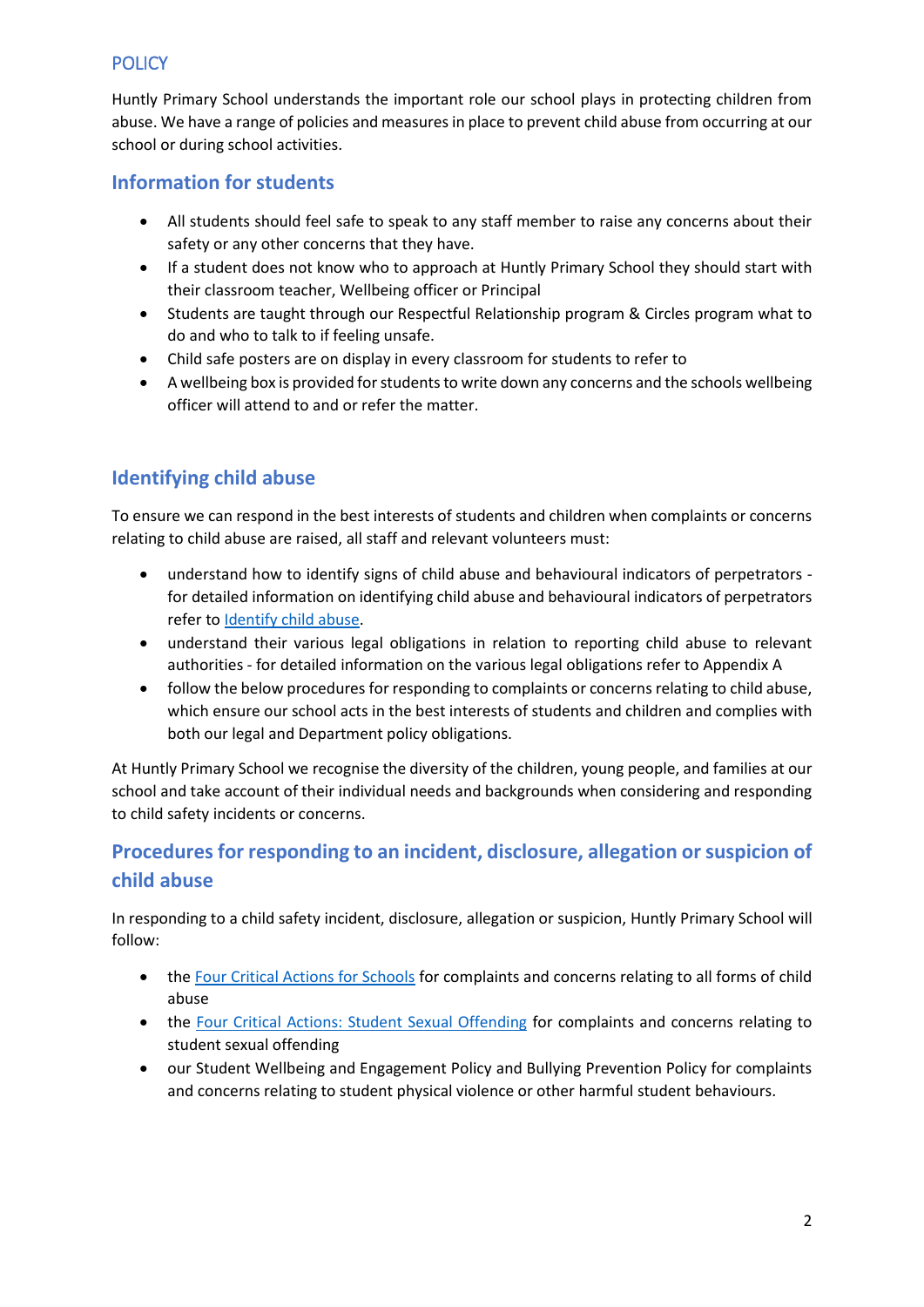## POLICY

Huntly Primary School understands the important role our school plays in protecting children from abuse. We have a range of policies and measures in place to prevent child abuse from occurring at our school or during school activities.

### Information for students

- All students should feel safe to speak to any staff member to raise any concerns about their safety or any other concerns that they have.
- If a student does not know who to approach at Huntly Primary School they should start with their classroom teacher, Wellbeing officer or Principal
- Students are taught through our Respectful Relationship program & Circles program what to do and who to talk to if feeling unsafe.
- Child safe posters are on display in every classroom for students to refer to
- A wellbeing box is provided for students to write down any concerns and the schools wellbeing officer will attend to and or refer the matter.

### Identifying child abuse

To ensure we can respond in the best interests of students and children when complaints or concerns relating to child abuse are raised, all staff and relevant volunteers must:

- understand how to identify signs of child abuse and behavioural indicators of perpetrators - for detailed information on identifying child abuse and behavioural indicators of perpetrators refer to Identify child abuse.
- understand their various legal obligations in relation to reporting child abuse to relevant authorities - for detailed information on the various legal obligations refer to Appendix A
- follow the below procedures for responding to complaints or concerns relating to child abuse, which ensure our school acts in the best interests of students and children and complies with both our legal and Department policy obligations.

At Huntly Primary School we recognise the diversity of the children, young people, and families at our school and take account of their individual needs and backgrounds when considering and responding to child safety incidents or concerns.

### Procedures for responding to an incident, disclosure, allegation or suspicion of child abuse

In responding to a child safety incident, disclosure, allegation or suspicion, Huntly Primary School will follow:

- the Four Critical Actions for Schools for complaints and concerns relating to all forms of child abuse
- the Four Critical Actions: Student Sexual Offending for complaints and concerns relating to student sexual offending
- our Student Wellbeing and Engagement Policy and Bullying Prevention Policy for complaints and concerns relating to student physical violence or other harmful student behaviours.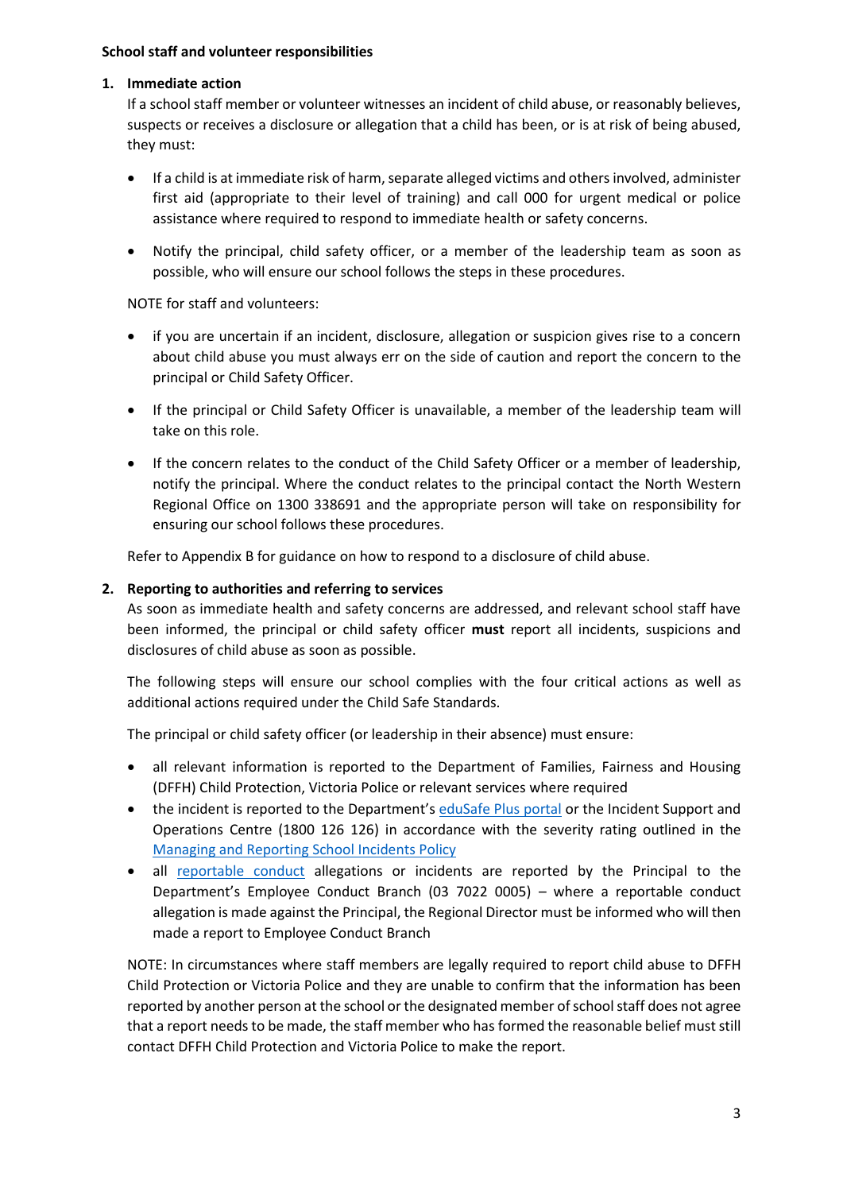**School staff and volunteer responsibilities**

1. **Immediate action**

   If a school staff member or volunteer witnesses an incident of child abuse, or reasonably believes, suspects or receives a disclosure or allegation that a child has been, or is at risk of being abused, they must:

   - If a child is at immediate risk of harm, separate alleged victims and others involved, administer first aid (appropriate to their level of training) and call 000 for urgent medical or police assistance where required to respond to immediate health or safety concerns.

   - Notify the principal, child safety officer, or a member of the leadership team as soon as possible, who will ensure our school follows the steps in these procedures.

   NOTE for staff and volunteers:

   - if you are uncertain if an incident, disclosure, allegation or suspicion gives rise to a concern about child abuse you must always err on the side of caution and report the concern to the principal or Child Safety Officer.

   - If the principal or Child Safety Officer is unavailable, a member of the leadership team will take on this role.

   - If the concern relates to the conduct of the Child Safety Officer or a member of leadership, notify the principal. Where the conduct relates to the principal contact the North Western Regional Office on 1300 338691 and the appropriate person will take on responsibility for ensuring our school follows these procedures.

   Refer to Appendix B for guidance on how to respond to a disclosure of child abuse.

2. **Reporting to authorities and referring to services**

   As soon as immediate health and safety concerns are addressed, and relevant school staff have been informed, the principal or child safety officer **must** report all incidents, suspicions and disclosures of child abuse as soon as possible.

   The following steps will ensure our school complies with the four critical actions as well as additional actions required under the Child Safe Standards.

   The principal or child safety officer (or leadership in their absence) must ensure:

   - all relevant information is reported to the Department of Families, Fairness and Housing (DFFH) Child Protection, Victoria Police or relevant services where required
   - the incident is reported to the Department's eduSafe Plus portal or the Incident Support and Operations Centre (1800 126 126) in accordance with the severity rating outlined in the Managing and Reporting School Incidents Policy
   - all reportable conduct allegations or incidents are reported by the Principal to the Department's Employee Conduct Branch (03 7022 0005) – where a reportable conduct allegation is made against the Principal, the Regional Director must be informed who will then made a report to Employee Conduct Branch

   NOTE: In circumstances where staff members are legally required to report child abuse to DFFH Child Protection or Victoria Police and they are unable to confirm that the information has been reported by another person at the school or the designated member of school staff does not agree that a report needs to be made, the staff member who has formed the reasonable belief must still contact DFFH Child Protection and Victoria Police to make the report.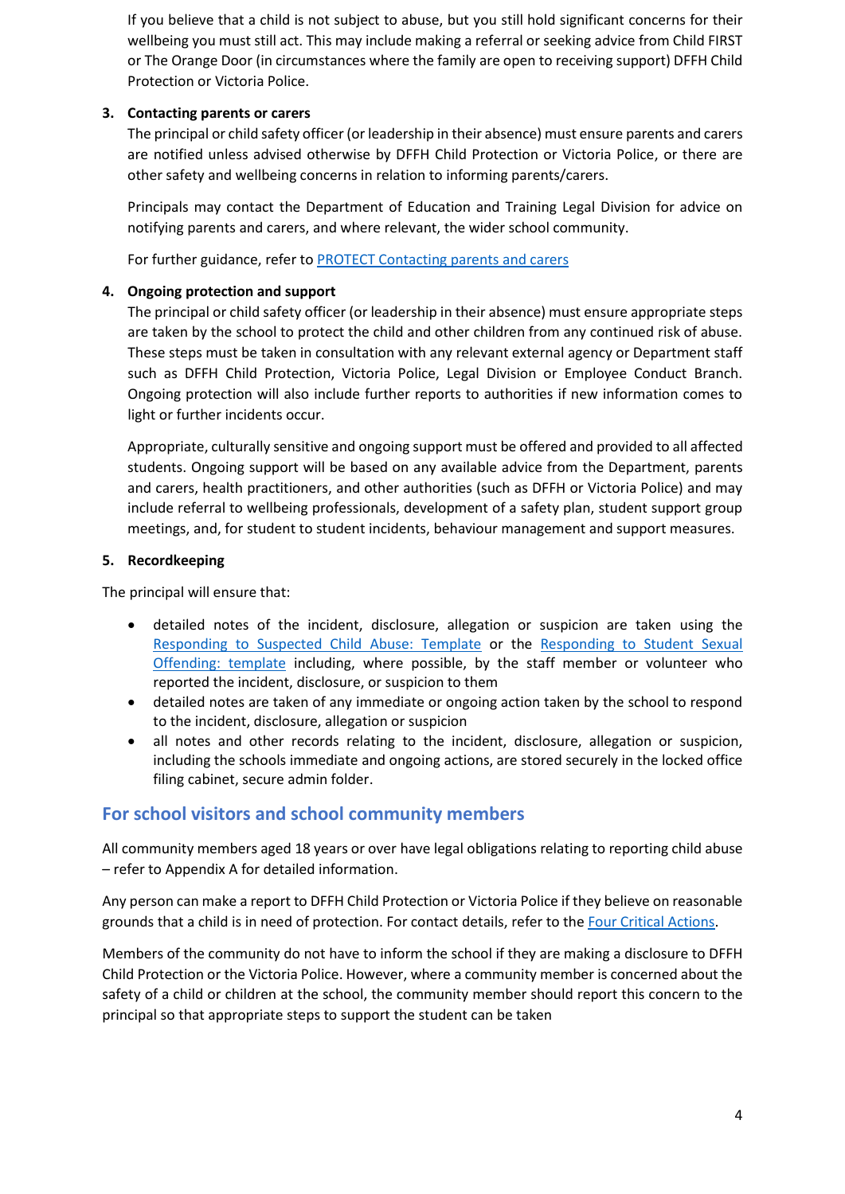If you believe that a child is not subject to abuse, but you still hold significant concerns for their wellbeing you must still act. This may include making a referral or seeking advice from Child FIRST or The Orange Door (in circumstances where the family are open to receiving support) DFFH Child Protection or Victoria Police.

3. **Contacting parents or carers**

   The principal or child safety officer (or leadership in their absence) must ensure parents and carers are notified unless advised otherwise by DFFH Child Protection or Victoria Police, or there are other safety and wellbeing concerns in relation to informing parents/carers.

   Principals may contact the Department of Education and Training Legal Division for advice on notifying parents and carers, and where relevant, the wider school community.

   For further guidance, refer to PROTECT Contacting parents and carers

4. **Ongoing protection and support**

   The principal or child safety officer (or leadership in their absence) must ensure appropriate steps are taken by the school to protect the child and other children from any continued risk of abuse. These steps must be taken in consultation with any relevant external agency or Department staff such as DFFH Child Protection, Victoria Police, Legal Division or Employee Conduct Branch. Ongoing protection will also include further reports to authorities if new information comes to light or further incidents occur.

   Appropriate, culturally sensitive and ongoing support must be offered and provided to all affected students. Ongoing support will be based on any available advice from the Department, parents and carers, health practitioners, and other authorities (such as DFFH or Victoria Police) and may include referral to wellbeing professionals, development of a safety plan, student support group meetings, and, for student to student incidents, behaviour management and support measures.

5. **Recordkeeping**

The principal will ensure that:

- detailed notes of the incident, disclosure, allegation or suspicion are taken using the Responding to Suspected Child Abuse: Template or the Responding to Student Sexual Offending: template including, where possible, by the staff member or volunteer who reported the incident, disclosure, or suspicion to them
- detailed notes are taken of any immediate or ongoing action taken by the school to respond to the incident, disclosure, allegation or suspicion
- all notes and other records relating to the incident, disclosure, allegation or suspicion, including the schools immediate and ongoing actions, are stored securely in the locked office filing cabinet, secure admin folder.

## For school visitors and school community members

All community members aged 18 years or over have legal obligations relating to reporting child abuse – refer to Appendix A for detailed information.

Any person can make a report to DFFH Child Protection or Victoria Police if they believe on reasonable grounds that a child is in need of protection. For contact details, refer to the Four Critical Actions.

Members of the community do not have to inform the school if they are making a disclosure to DFFH Child Protection or the Victoria Police. However, where a community member is concerned about the safety of a child or children at the school, the community member should report this concern to the principal so that appropriate steps to support the student can be taken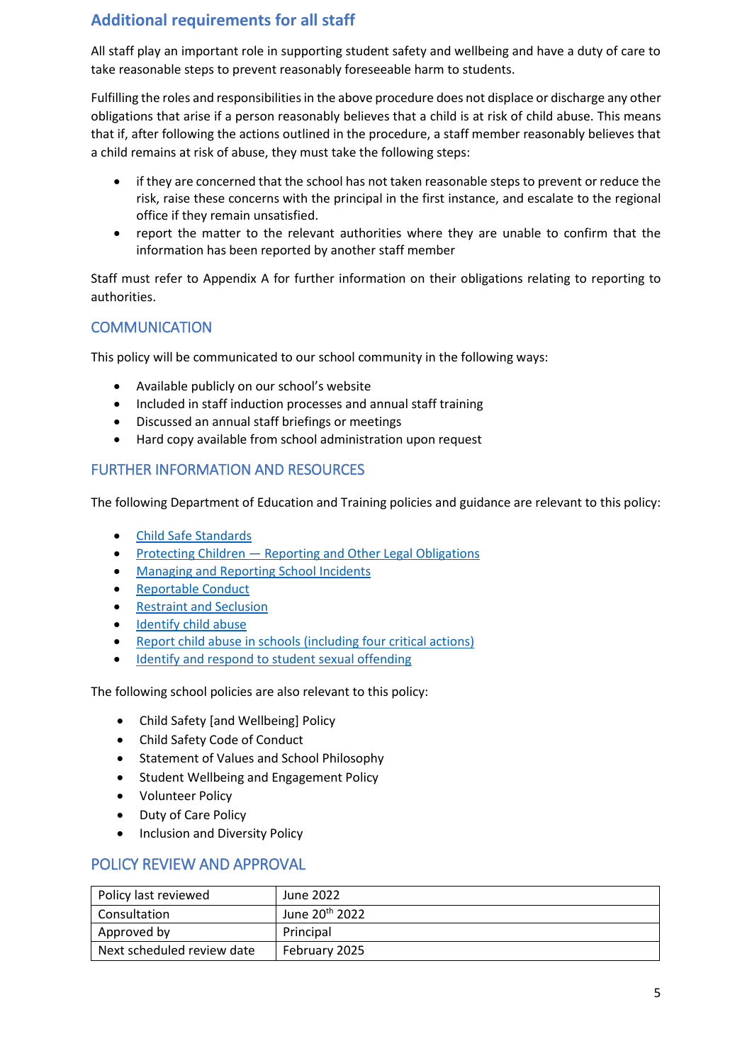## Additional requirements for all staff

All staff play an important role in supporting student safety and wellbeing and have a duty of care to take reasonable steps to prevent reasonably foreseeable harm to students.

Fulfilling the roles and responsibilities in the above procedure does not displace or discharge any other obligations that arise if a person reasonably believes that a child is at risk of child abuse. This means that if, after following the actions outlined in the procedure, a staff member reasonably believes that a child remains at risk of abuse, they must take the following steps:

- if they are concerned that the school has not taken reasonable steps to prevent or reduce the risk, raise these concerns with the principal in the first instance, and escalate to the regional office if they remain unsatisfied.
- report the matter to the relevant authorities where they are unable to confirm that the information has been reported by another staff member

Staff must refer to Appendix A for further information on their obligations relating to reporting to authorities.

## COMMUNICATION

This policy will be communicated to our school community in the following ways:

- Available publicly on our school's website
- Included in staff induction processes and annual staff training
- Discussed an annual staff briefings or meetings
- Hard copy available from school administration upon request

## FURTHER INFORMATION AND RESOURCES

The following Department of Education and Training policies and guidance are relevant to this policy:

- Child Safe Standards
- Protecting Children — Reporting and Other Legal Obligations
- Managing and Reporting School Incidents
- Reportable Conduct
- Restraint and Seclusion
- Identify child abuse
- Report child abuse in schools (including four critical actions)
- Identify and respond to student sexual offending

The following school policies are also relevant to this policy:

- Child Safety [and Wellbeing] Policy
- Child Safety Code of Conduct
- Statement of Values and School Philosophy
- Student Wellbeing and Engagement Policy
- Volunteer Policy
- Duty of Care Policy
- Inclusion and Diversity Policy

## POLICY REVIEW AND APPROVAL

| Policy last reviewed | June 2022 |
|---|---|
| Consultation | June 20th 2022 |
| Approved by | Principal |
| Next scheduled review date | February 2025 |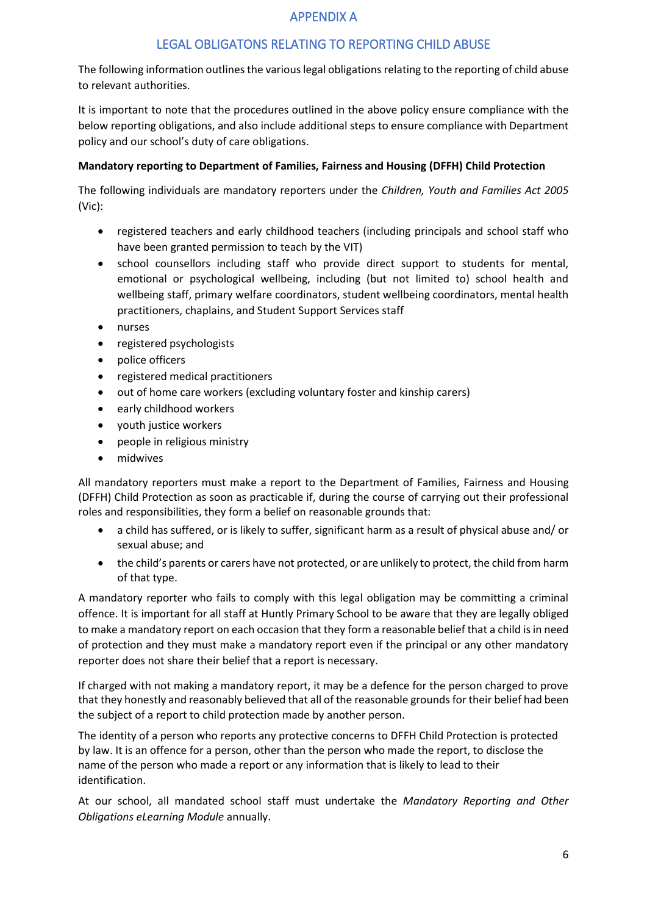# APPENDIX A

## LEGAL OBLIGATONS RELATING TO REPORTING CHILD ABUSE

The following information outlines the various legal obligations relating to the reporting of child abuse to relevant authorities.

It is important to note that the procedures outlined in the above policy ensure compliance with the below reporting obligations, and also include additional steps to ensure compliance with Department policy and our school's duty of care obligations.

**Mandatory reporting to Department of Families, Fairness and Housing (DFFH) Child Protection**

The following individuals are mandatory reporters under the *Children, Youth and Families Act 2005* (Vic):

- registered teachers and early childhood teachers (including principals and school staff who have been granted permission to teach by the VIT)
- school counsellors including staff who provide direct support to students for mental, emotional or psychological wellbeing, including (but not limited to) school health and wellbeing staff, primary welfare coordinators, student wellbeing coordinators, mental health practitioners, chaplains, and Student Support Services staff
- nurses
- registered psychologists
- police officers
- registered medical practitioners
- out of home care workers (excluding voluntary foster and kinship carers)
- early childhood workers
- youth justice workers
- people in religious ministry
- midwives

All mandatory reporters must make a report to the Department of Families, Fairness and Housing (DFFH) Child Protection as soon as practicable if, during the course of carrying out their professional roles and responsibilities, they form a belief on reasonable grounds that:

- a child has suffered, or is likely to suffer, significant harm as a result of physical abuse and/ or sexual abuse; and
- the child's parents or carers have not protected, or are unlikely to protect, the child from harm of that type.

A mandatory reporter who fails to comply with this legal obligation may be committing a criminal offence. It is important for all staff at Huntly Primary School to be aware that they are legally obliged to make a mandatory report on each occasion that they form a reasonable belief that a child is in need of protection and they must make a mandatory report even if the principal or any other mandatory reporter does not share their belief that a report is necessary.

If charged with not making a mandatory report, it may be a defence for the person charged to prove that they honestly and reasonably believed that all of the reasonable grounds for their belief had been the subject of a report to child protection made by another person.

The identity of a person who reports any protective concerns to DFFH Child Protection is protected by law. It is an offence for a person, other than the person who made the report, to disclose the name of the person who made a report or any information that is likely to lead to their identification.

At our school, all mandated school staff must undertake the *Mandatory Reporting and Other Obligations eLearning Module* annually.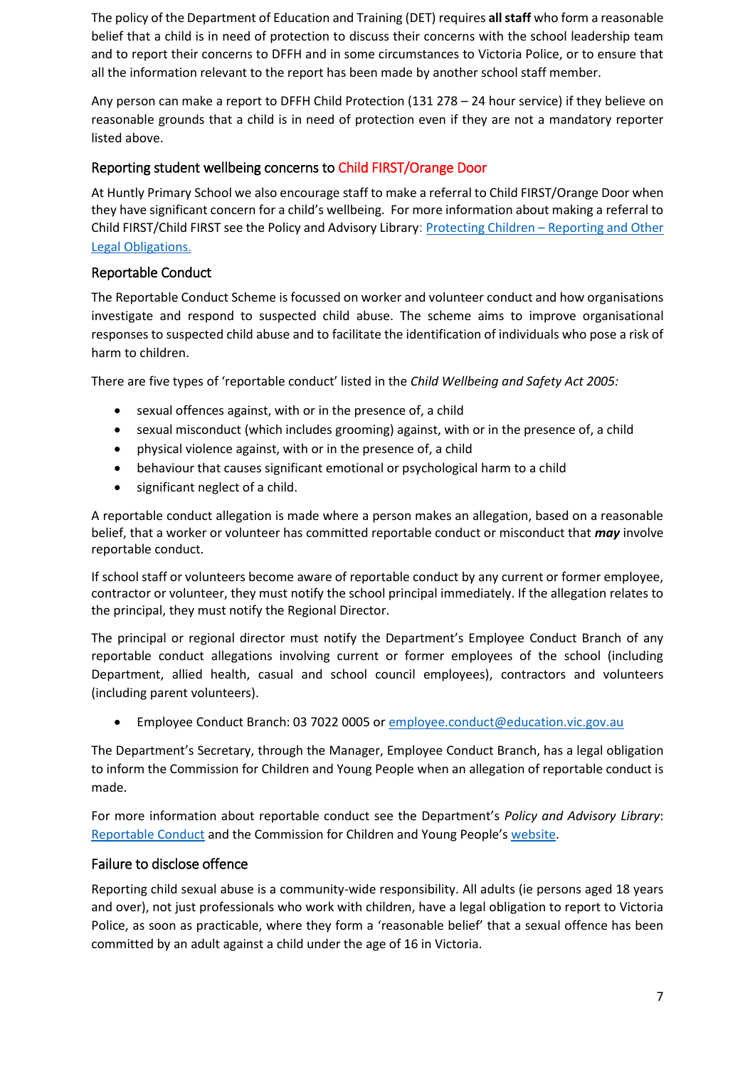The policy of the Department of Education and Training (DET) requires **all staff** who form a reasonable belief that a child is in need of protection to discuss their concerns with the school leadership team and to report their concerns to DFFH and in some circumstances to Victoria Police, or to ensure that all the information relevant to the report has been made by another school staff member.

Any person can make a report to DFFH Child Protection (131 278 – 24 hour service) if they believe on reasonable grounds that a child is in need of protection even if they are not a mandatory reporter listed above.

### Reporting student wellbeing concerns to Child FIRST/Orange Door

At Huntly Primary School we also encourage staff to make a referral to Child FIRST/Orange Door when they have significant concern for a child's wellbeing. For more information about making a referral to Child FIRST/Child FIRST see the Policy and Advisory Library: [Protecting Children – Reporting and Other Legal Obligations.]()

### Reportable Conduct

The Reportable Conduct Scheme is focussed on worker and volunteer conduct and how organisations investigate and respond to suspected child abuse. The scheme aims to improve organisational responses to suspected child abuse and to facilitate the identification of individuals who pose a risk of harm to children.

There are five types of 'reportable conduct' listed in the *Child Wellbeing and Safety Act 2005:*

- sexual offences against, with or in the presence of, a child
- sexual misconduct (which includes grooming) against, with or in the presence of, a child
- physical violence against, with or in the presence of, a child
- behaviour that causes significant emotional or psychological harm to a child
- significant neglect of a child.

A reportable conduct allegation is made where a person makes an allegation, based on a reasonable belief, that a worker or volunteer has committed reportable conduct or misconduct that ***may*** involve reportable conduct.

If school staff or volunteers become aware of reportable conduct by any current or former employee, contractor or volunteer, they must notify the school principal immediately. If the allegation relates to the principal, they must notify the Regional Director.

The principal or regional director must notify the Department's Employee Conduct Branch of any reportable conduct allegations involving current or former employees of the school (including Department, allied health, casual and school council employees), contractors and volunteers (including parent volunteers).

- Employee Conduct Branch: 03 7022 0005 or employee.conduct@education.vic.gov.au

The Department's Secretary, through the Manager, Employee Conduct Branch, has a legal obligation to inform the Commission for Children and Young People when an allegation of reportable conduct is made.

For more information about reportable conduct see the Department's *Policy and Advisory Library*: [Reportable Conduct]() and the Commission for Children and Young People's [website]().

### Failure to disclose offence

Reporting child sexual abuse is a community-wide responsibility. All adults (ie persons aged 18 years and over), not just professionals who work with children, have a legal obligation to report to Victoria Police, as soon as practicable, where they form a 'reasonable belief' that a sexual offence has been committed by an adult against a child under the age of 16 in Victoria.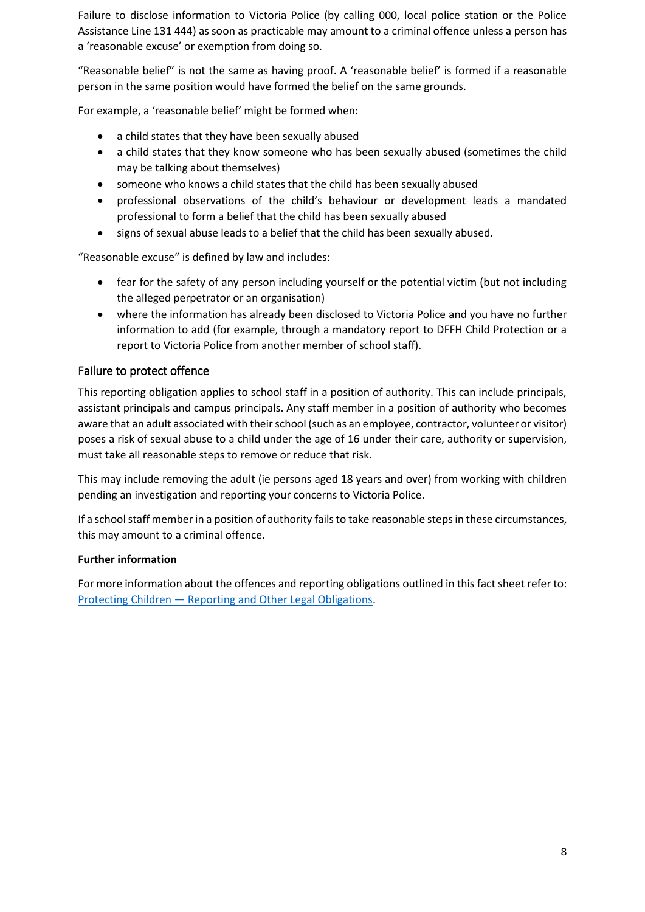Failure to disclose information to Victoria Police (by calling 000, local police station or the Police Assistance Line 131 444) as soon as practicable may amount to a criminal offence unless a person has a 'reasonable excuse' or exemption from doing so.

"Reasonable belief" is not the same as having proof. A 'reasonable belief' is formed if a reasonable person in the same position would have formed the belief on the same grounds.

For example, a 'reasonable belief' might be formed when:

- a child states that they have been sexually abused
- a child states that they know someone who has been sexually abused (sometimes the child may be talking about themselves)
- someone who knows a child states that the child has been sexually abused
- professional observations of the child's behaviour or development leads a mandated professional to form a belief that the child has been sexually abused
- signs of sexual abuse leads to a belief that the child has been sexually abused.

"Reasonable excuse" is defined by law and includes:

- fear for the safety of any person including yourself or the potential victim (but not including the alleged perpetrator or an organisation)
- where the information has already been disclosed to Victoria Police and you have no further information to add (for example, through a mandatory report to DFFH Child Protection or a report to Victoria Police from another member of school staff).

## Failure to protect offence

This reporting obligation applies to school staff in a position of authority. This can include principals, assistant principals and campus principals. Any staff member in a position of authority who becomes aware that an adult associated with their school (such as an employee, contractor, volunteer or visitor) poses a risk of sexual abuse to a child under the age of 16 under their care, authority or supervision, must take all reasonable steps to remove or reduce that risk.

This may include removing the adult (ie persons aged 18 years and over) from working with children pending an investigation and reporting your concerns to Victoria Police.

If a school staff member in a position of authority fails to take reasonable steps in these circumstances, this may amount to a criminal offence.

**Further information**

For more information about the offences and reporting obligations outlined in this fact sheet refer to: Protecting Children — Reporting and Other Legal Obligations.